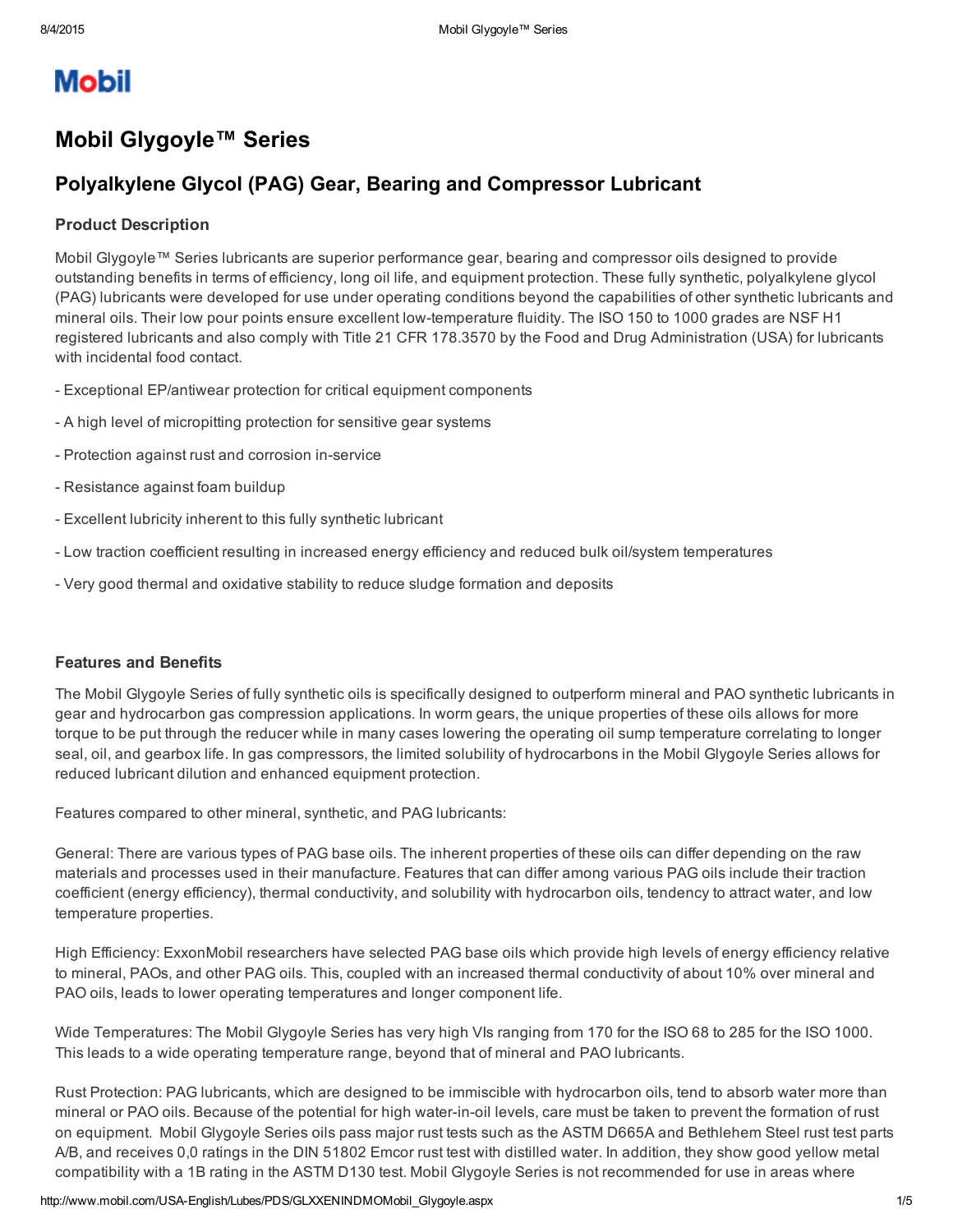Mobil

# Mobil Glygoyle™ Series

## Polyalkylene Glycol (PAG) Gear, Bearing and Compressor Lubricant

### Product Description

Mobil Glygoyle™ Series lubricants are superior performance gear, bearing and compressor oils designed to provide outstanding benefits in terms of efficiency, long oil life, and equipment protection. These fully synthetic, polyalkylene glycol (PAG) lubricants were developed for use under operating conditions beyond the capabilities of other synthetic lubricants and mineral oils. Their low pour points ensure excellent low-temperature fluidity. The ISO 150 to 1000 grades are NSF H1 registered lubricants and also comply with Title 21 CFR 178.3570 by the Food and Drug Administration (USA) for lubricants with incidental food contact.

- Exceptional EP/antiwear protection for critical equipment components

- A high level of micropitting protection for sensitive gear systems

- Protection against rust and corrosion in-service

- Resistance against foam buildup

- Excellent lubricity inherent to this fully synthetic lubricant

- Low traction coefficient resulting in increased energy efficiency and reduced bulk oil/system temperatures

- Very good thermal and oxidative stability to reduce sludge formation and deposits

### Features and Benefits

The Mobil Glygoyle Series of fully synthetic oils is specifically designed to outperform mineral and PAO synthetic lubricants in gear and hydrocarbon gas compression applications. In worm gears, the unique properties of these oils allows for more torque to be put through the reducer while in many cases lowering the operating oil sump temperature correlating to longer seal, oil, and gearbox life. In gas compressors, the limited solubility of hydrocarbons in the Mobil Glygoyle Series allows for reduced lubricant dilution and enhanced equipment protection.

Features compared to other mineral, synthetic, and PAG lubricants:

General: There are various types of PAG base oils. The inherent properties of these oils can differ depending on the raw materials and processes used in their manufacture. Features that can differ among various PAG oils include their traction coefficient (energy efficiency), thermal conductivity, and solubility with hydrocarbon oils, tendency to attract water, and low temperature properties.

High Efficiency: ExxonMobil researchers have selected PAG base oils which provide high levels of energy efficiency relative to mineral, PAOs, and other PAG oils. This, coupled with an increased thermal conductivity of about 10% over mineral and PAO oils, leads to lower operating temperatures and longer component life.

Wide Temperatures: The Mobil Glygoyle Series has very high VIs ranging from 170 for the ISO 68 to 285 for the ISO 1000. This leads to a wide operating temperature range, beyond that of mineral and PAO lubricants.

Rust Protection: PAG lubricants, which are designed to be immiscible with hydrocarbon oils, tend to absorb water more than mineral or PAO oils. Because of the potential for high water-in-oil levels, care must be taken to prevent the formation of rust on equipment. Mobil Glygoyle Series oils pass major rust tests such as the ASTM D665A and Bethlehem Steel rust test parts A/B, and receives 0,0 ratings in the DIN 51802 Emcor rust test with distilled water. In addition, they show good yellow metal compatibility with a 1B rating in the ASTM D130 test. Mobil Glygoyle Series is not recommended for use in areas where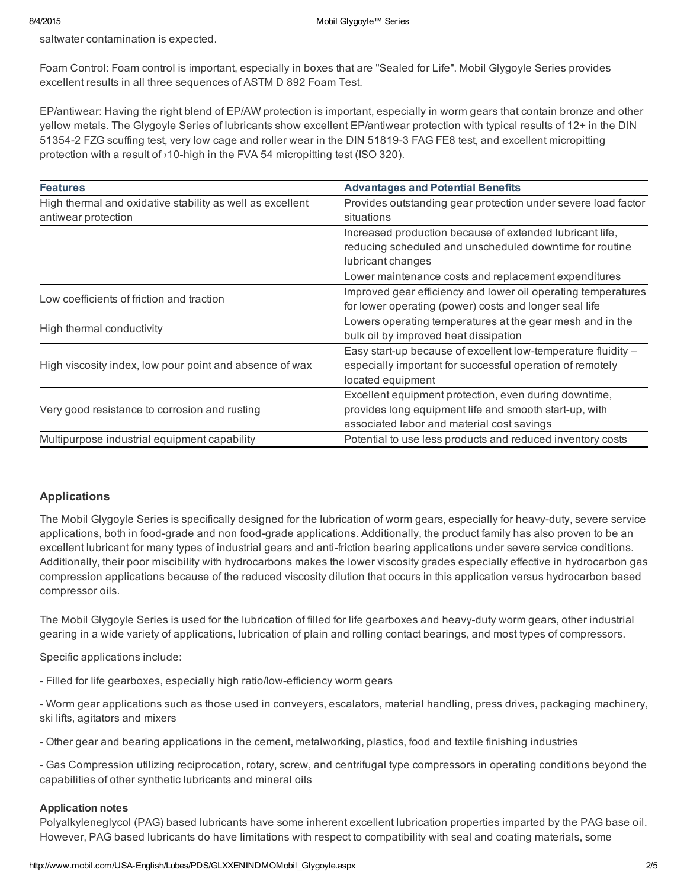saltwater contamination is expected.

Foam Control: Foam control is important, especially in boxes that are "Sealed for Life". Mobil Glygoyle Series provides excellent results in all three sequences of ASTM D 892 Foam Test.

EP/antiwear: Having the right blend of EP/AW protection is important, especially in worm gears that contain bronze and other yellow metals. The Glygoyle Series of lubricants show excellent EP/antiwear protection with typical results of 12+ in the DIN 51354-2 FZG scuffing test, very low cage and roller wear in the DIN 51819-3 FAG FE8 test, and excellent micropitting protection with a result of ›10-high in the FVA 54 micropitting test (ISO 320).

| Features | Advantages and Potential Benefits |
|---|---|
| High thermal and oxidative stability as well as excellent antiwear protection | Provides outstanding gear protection under severe load factor situations |
| | Increased production because of extended lubricant life, reducing scheduled and unscheduled downtime for routine lubricant changes |
| | Lower maintenance costs and replacement expenditures |
| Low coefficients of friction and traction | Improved gear efficiency and lower oil operating temperatures for lower operating (power) costs and longer seal life |
| High thermal conductivity | Lowers operating temperatures at the gear mesh and in the bulk oil by improved heat dissipation |
| High viscosity index, low pour point and absence of wax | Easy start-up because of excellent low-temperature fluidity – especially important for successful operation of remotely located equipment |
| Very good resistance to corrosion and rusting | Excellent equipment protection, even during downtime, provides long equipment life and smooth start-up, with associated labor and material cost savings |
| Multipurpose industrial equipment capability | Potential to use less products and reduced inventory costs |

## Applications

The Mobil Glygoyle Series is specifically designed for the lubrication of worm gears, especially for heavy-duty, severe service applications, both in food-grade and non food-grade applications. Additionally, the product family has also proven to be an excellent lubricant for many types of industrial gears and anti-friction bearing applications under severe service conditions. Additionally, their poor miscibility with hydrocarbons makes the lower viscosity grades especially effective in hydrocarbon gas compression applications because of the reduced viscosity dilution that occurs in this application versus hydrocarbon based compressor oils.

The Mobil Glygoyle Series is used for the lubrication of filled for life gearboxes and heavy-duty worm gears, other industrial gearing in a wide variety of applications, lubrication of plain and rolling contact bearings, and most types of compressors.

Specific applications include:

- Filled for life gearboxes, especially high ratio/low-efficiency worm gears

- Worm gear applications such as those used in conveyers, escalators, material handling, press drives, packaging machinery, ski lifts, agitators and mixers

- Other gear and bearing applications in the cement, metalworking, plastics, food and textile finishing industries

- Gas Compression utilizing reciprocation, rotary, screw, and centrifugal type compressors in operating conditions beyond the capabilities of other synthetic lubricants and mineral oils

**Application notes**

Polyalkyleneglycol (PAG) based lubricants have some inherent excellent lubrication properties imparted by the PAG base oil. However, PAG based lubricants do have limitations with respect to compatibility with seal and coating materials, some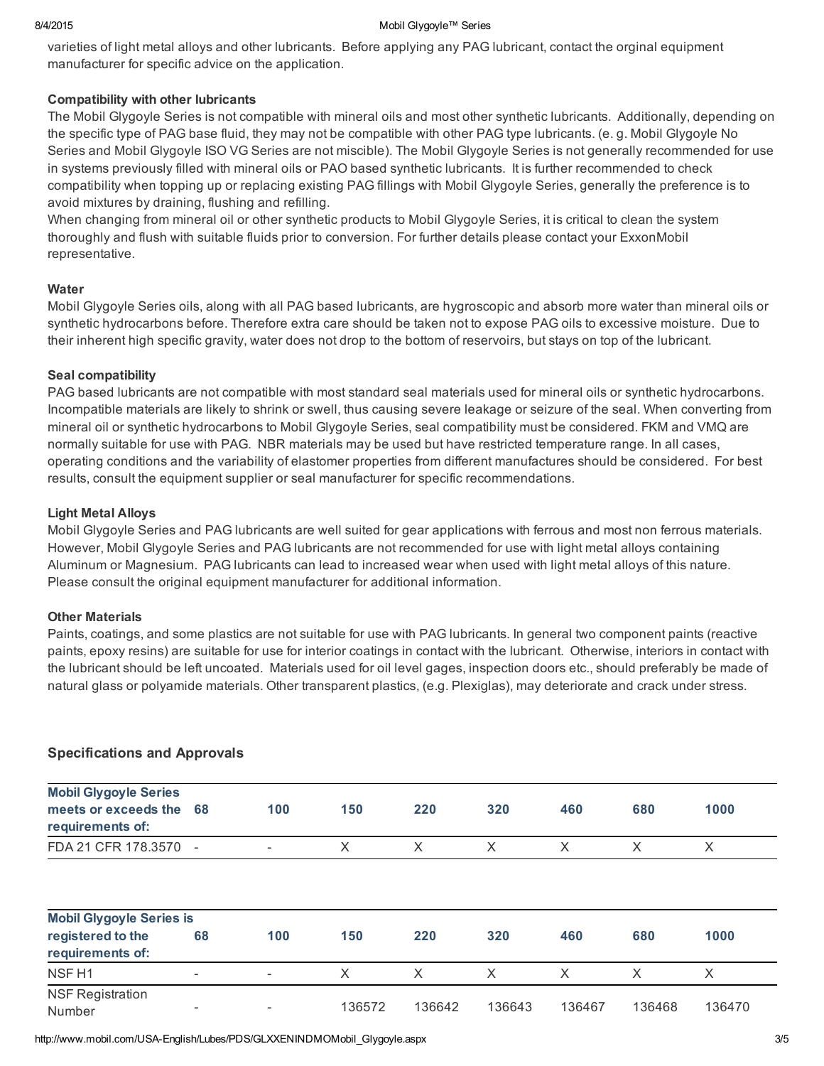varieties of light metal alloys and other lubricants. Before applying any PAG lubricant, contact the orginal equipment manufacturer for specific advice on the application.

**Compatibility with other lubricants**

The Mobil Glygoyle Series is not compatible with mineral oils and most other synthetic lubricants. Additionally, depending on the specific type of PAG base fluid, they may not be compatible with other PAG type lubricants. (e. g. Mobil Glygoyle No Series and Mobil Glygoyle ISO VG Series are not miscible). The Mobil Glygoyle Series is not generally recommended for use in systems previously filled with mineral oils or PAO based synthetic lubricants. It is further recommended to check compatibility when topping up or replacing existing PAG fillings with Mobil Glygoyle Series, generally the preference is to avoid mixtures by draining, flushing and refilling.

When changing from mineral oil or other synthetic products to Mobil Glygoyle Series, it is critical to clean the system thoroughly and flush with suitable fluids prior to conversion. For further details please contact your ExxonMobil representative.

**Water**

Mobil Glygoyle Series oils, along with all PAG based lubricants, are hygroscopic and absorb more water than mineral oils or synthetic hydrocarbons before. Therefore extra care should be taken not to expose PAG oils to excessive moisture. Due to their inherent high specific gravity, water does not drop to the bottom of reservoirs, but stays on top of the lubricant.

**Seal compatibility**

PAG based lubricants are not compatible with most standard seal materials used for mineral oils or synthetic hydrocarbons. Incompatible materials are likely to shrink or swell, thus causing severe leakage or seizure of the seal. When converting from mineral oil or synthetic hydrocarbons to Mobil Glygoyle Series, seal compatibility must be considered. FKM and VMQ are normally suitable for use with PAG. NBR materials may be used but have restricted temperature range. In all cases, operating conditions and the variability of elastomer properties from different manufactures should be considered. For best results, consult the equipment supplier or seal manufacturer for specific recommendations.

**Light Metal Alloys**

Mobil Glygoyle Series and PAG lubricants are well suited for gear applications with ferrous and most non ferrous materials. However, Mobil Glygoyle Series and PAG lubricants are not recommended for use with light metal alloys containing Aluminum or Magnesium. PAG lubricants can lead to increased wear when used with light metal alloys of this nature. Please consult the original equipment manufacturer for additional information.

**Other Materials**

Paints, coatings, and some plastics are not suitable for use with PAG lubricants. In general two component paints (reactive paints, epoxy resins) are suitable for use for interior coatings in contact with the lubricant. Otherwise, interiors in contact with the lubricant should be left uncoated. Materials used for oil level gages, inspection doors etc., should preferably be made of natural glass or polyamide materials. Other transparent plastics, (e.g. Plexiglas), may deteriorate and crack under stress.

## Specifications and Approvals

| Mobil Glygoyle Series meets or exceeds the requirements of: | 68 | 100 | 150 | 220 | 320 | 460 | 680 | 1000 |
|---|---|---|---|---|---|---|---|---|
| FDA 21 CFR 178.3570 | - | - | X | X | X | X | X | X |

| Mobil Glygoyle Series is registered to the requirements of: | 68 | 100 | 150 | 220 | 320 | 460 | 680 | 1000 |
|---|---|---|---|---|---|---|---|---|
| NSF H1 | - | - | X | X | X | X | X | X |
| NSF Registration Number | - | - | 136572 | 136642 | 136643 | 136467 | 136468 | 136470 |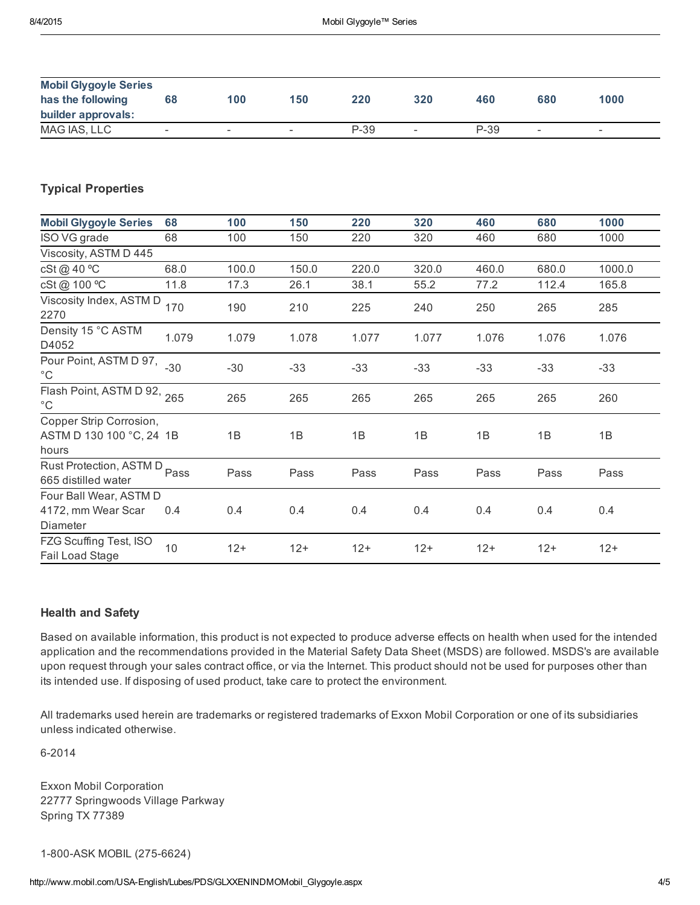| Mobil Glygoyle Series has the following builder approvals: | 68 | 100 | 150 | 220 | 320 | 460 | 680 | 1000 |
| --- | --- | --- | --- | --- | --- | --- | --- | --- |
| MAG IAS, LLC | - | - | - | P-39 | - | P-39 | - | - |

### Typical Properties

| Mobil Glygoyle Series | 68 | 100 | 150 | 220 | 320 | 460 | 680 | 1000 |
| --- | --- | --- | --- | --- | --- | --- | --- | --- |
| ISO VG grade | 68 | 100 | 150 | 220 | 320 | 460 | 680 | 1000 |
| Viscosity, ASTM D 445 | | | | | | | | |
| cSt @ 40 ºC | 68.0 | 100.0 | 150.0 | 220.0 | 320.0 | 460.0 | 680.0 | 1000.0 |
| cSt @ 100 ºC | 11.8 | 17.3 | 26.1 | 38.1 | 55.2 | 77.2 | 112.4 | 165.8 |
| Viscosity Index, ASTM D 2270 | 170 | 190 | 210 | 225 | 240 | 250 | 265 | 285 |
| Density 15 °C ASTM D4052 | 1.079 | 1.079 | 1.078 | 1.077 | 1.077 | 1.076 | 1.076 | 1.076 |
| Pour Point, ASTM D 97, °C | -30 | -30 | -33 | -33 | -33 | -33 | -33 | -33 |
| Flash Point, ASTM D 92, °C | 265 | 265 | 265 | 265 | 265 | 265 | 265 | 260 |
| Copper Strip Corrosion, ASTM D 130 100 °C, 24 hours | 1B | 1B | 1B | 1B | 1B | 1B | 1B | 1B |
| Rust Protection, ASTM D 665 distilled water | Pass | Pass | Pass | Pass | Pass | Pass | Pass | Pass |
| Four Ball Wear, ASTM D 4172, mm Wear Scar Diameter | 0.4 | 0.4 | 0.4 | 0.4 | 0.4 | 0.4 | 0.4 | 0.4 |
| FZG Scuffing Test, ISO Fail Load Stage | 10 | 12+ | 12+ | 12+ | 12+ | 12+ | 12+ | 12+ |

### Health and Safety

Based on available information, this product is not expected to produce adverse effects on health when used for the intended application and the recommendations provided in the Material Safety Data Sheet (MSDS) are followed. MSDS's are available upon request through your sales contract office, or via the Internet. This product should not be used for purposes other than its intended use. If disposing of used product, take care to protect the environment.

All trademarks used herein are trademarks or registered trademarks of Exxon Mobil Corporation or one of its subsidiaries unless indicated otherwise.

6-2014

Exxon Mobil Corporation
22777 Springwoods Village Parkway
Spring TX 77389

1-800-ASK MOBIL (275-6624)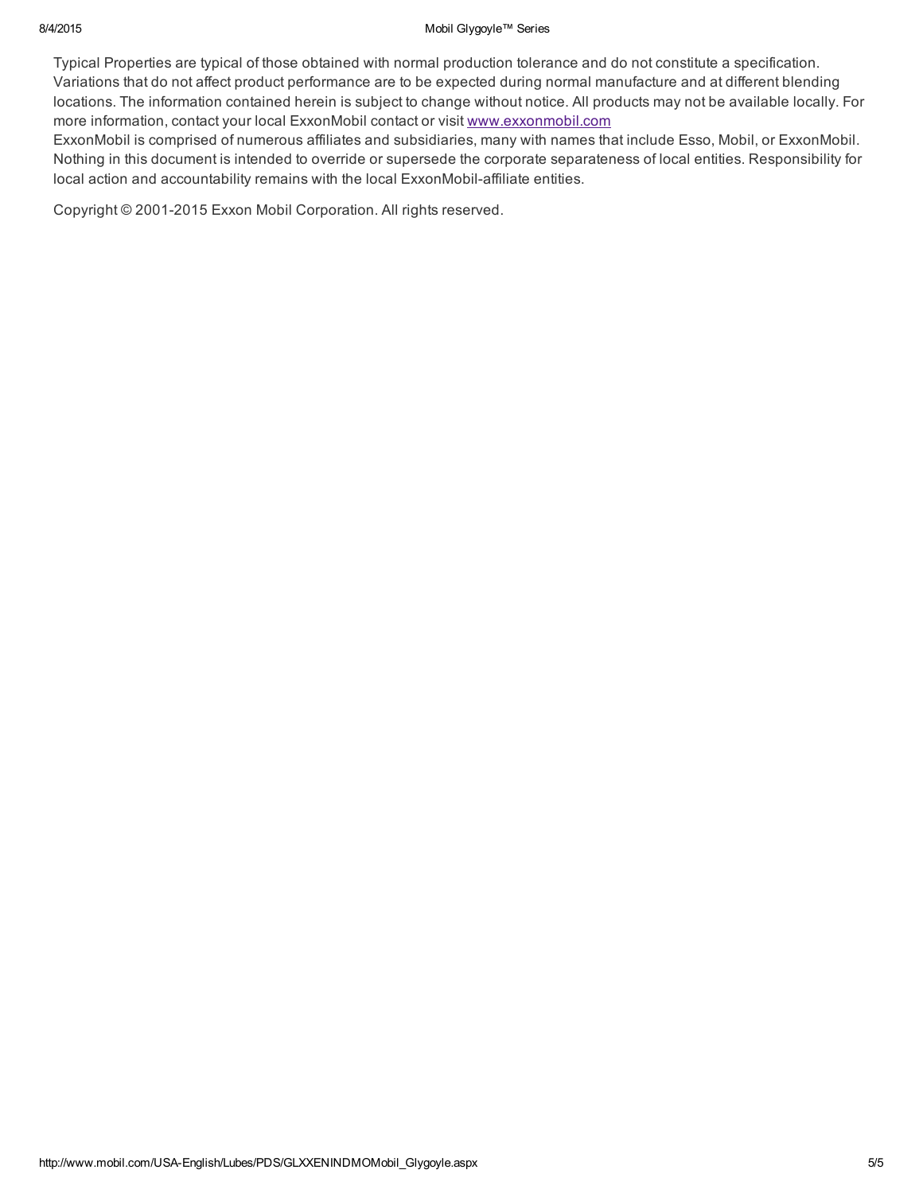Typical Properties are typical of those obtained with normal production tolerance and do not constitute a specification. Variations that do not affect product performance are to be expected during normal manufacture and at different blending locations. The information contained herein is subject to change without notice. All products may not be available locally. For more information, contact your local ExxonMobil contact or visit www.exxonmobil.com
ExxonMobil is comprised of numerous affiliates and subsidiaries, many with names that include Esso, Mobil, or ExxonMobil. Nothing in this document is intended to override or supersede the corporate separateness of local entities. Responsibility for local action and accountability remains with the local ExxonMobil-affiliate entities.

Copyright © 2001-2015 Exxon Mobil Corporation. All rights reserved.